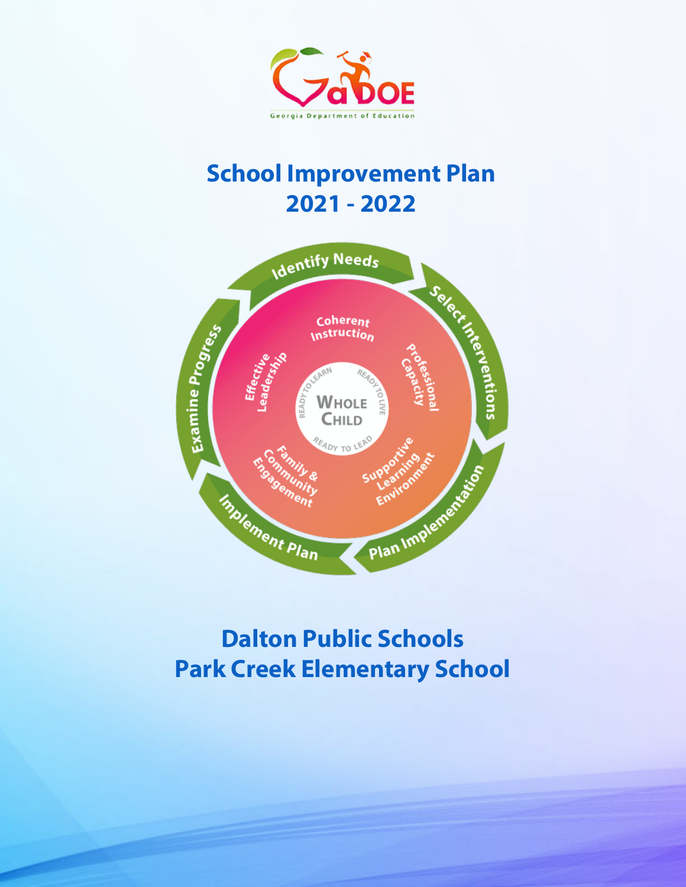# School Improvement Plan 2021 - 2022

## Dalton Public Schools
## Park Creek Elementary School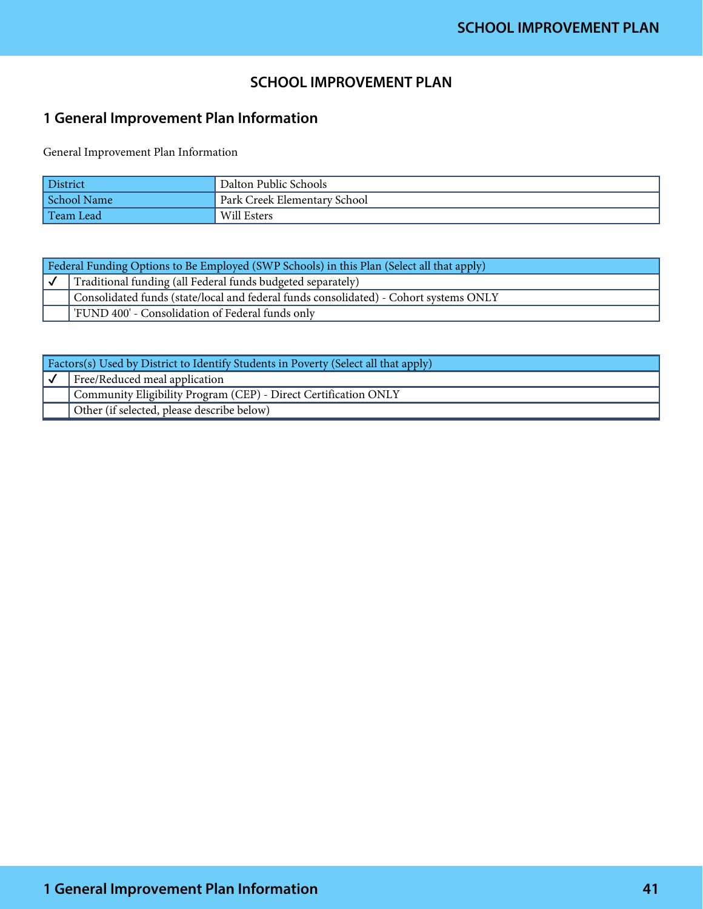# SCHOOL IMPROVEMENT PLAN

## 1 General Improvement Plan Information

General Improvement Plan Information

| District | Dalton Public Schools |
|---|---|
| School Name | Park Creek Elementary School |
| Team Lead | Will Esters |

| Federal Funding Options to Be Employed (SWP Schools) in this Plan (Select all that apply) | |
|---|---|
| ✓ | Traditional funding (all Federal funds budgeted separately) |
| | Consolidated funds (state/local and federal funds consolidated) - Cohort systems ONLY |
| | 'FUND 400' - Consolidation of Federal funds only |

| Factors(s) Used by District to Identify Students in Poverty (Select all that apply) | |
|---|---|
| ✓ | Free/Reduced meal application |
| | Community Eligibility Program (CEP) - Direct Certification ONLY |
| | Other (if selected, please describe below) |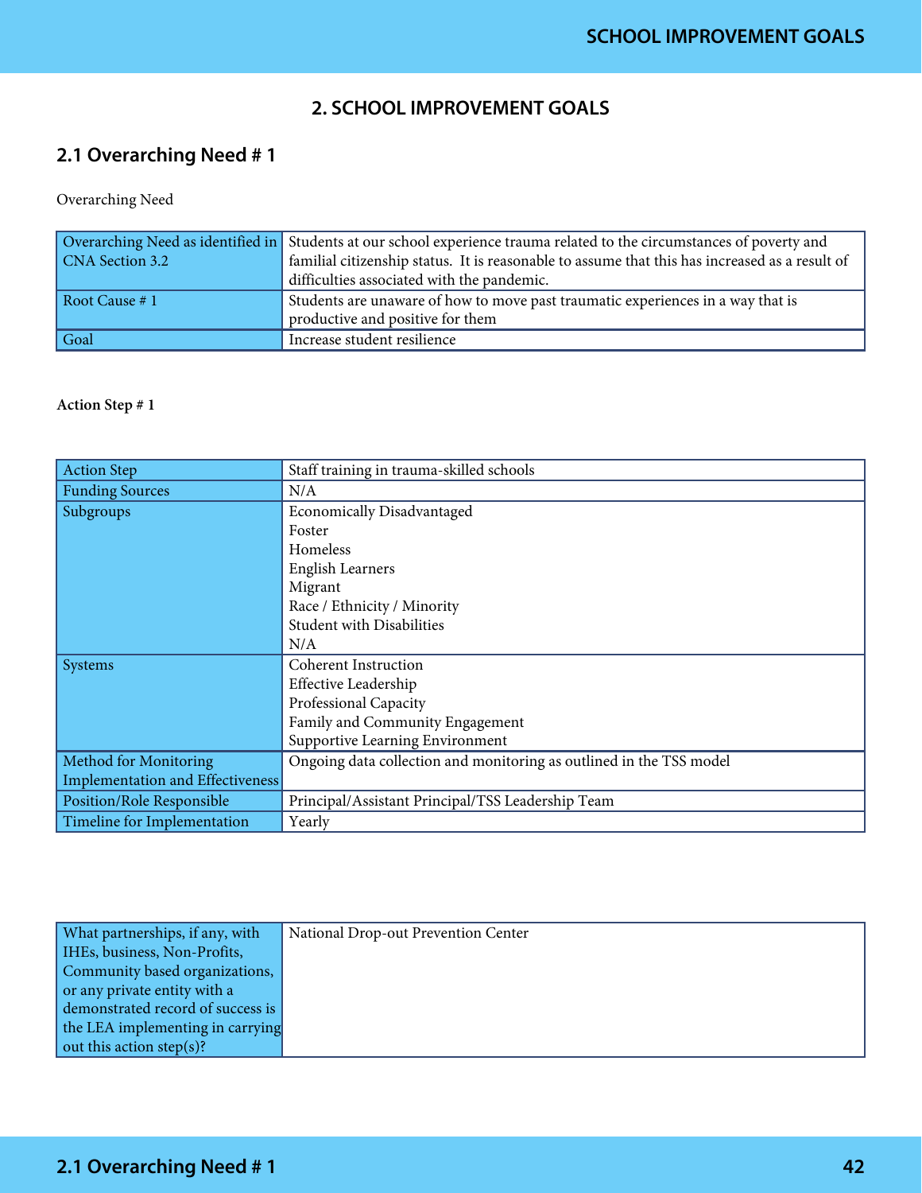## 2. SCHOOL IMPROVEMENT GOALS

### 2.1 Overarching Need # 1

Overarching Need

| | |
|---|---|
| Overarching Need as identified in CNA Section 3.2 | Students at our school experience trauma related to the circumstances of poverty and familial citizenship status. It is reasonable to assume that this has increased as a result of difficulties associated with the pandemic. |
| Root Cause # 1 | Students are unaware of how to move past traumatic experiences in a way that is productive and positive for them |
| Goal | Increase student resilience |

**Action Step # 1**

| | |
|---|---|
| Action Step | Staff training in trauma-skilled schools |
| Funding Sources | N/A |
| Subgroups | Economically Disadvantaged<br>Foster<br>Homeless<br>English Learners<br>Migrant<br>Race / Ethnicity / Minority<br>Student with Disabilities<br>N/A |
| Systems | Coherent Instruction<br>Effective Leadership<br>Professional Capacity<br>Family and Community Engagement<br>Supportive Learning Environment |
| Method for Monitoring Implementation and Effectiveness | Ongoing data collection and monitoring as outlined in the TSS model |
| Position/Role Responsible | Principal/Assistant Principal/TSS Leadership Team |
| Timeline for Implementation | Yearly |

| | |
|---|---|
| What partnerships, if any, with IHEs, business, Non-Profits, Community based organizations, or any private entity with a demonstrated record of success is the LEA implementing in carrying out this action step(s)? | National Drop-out Prevention Center |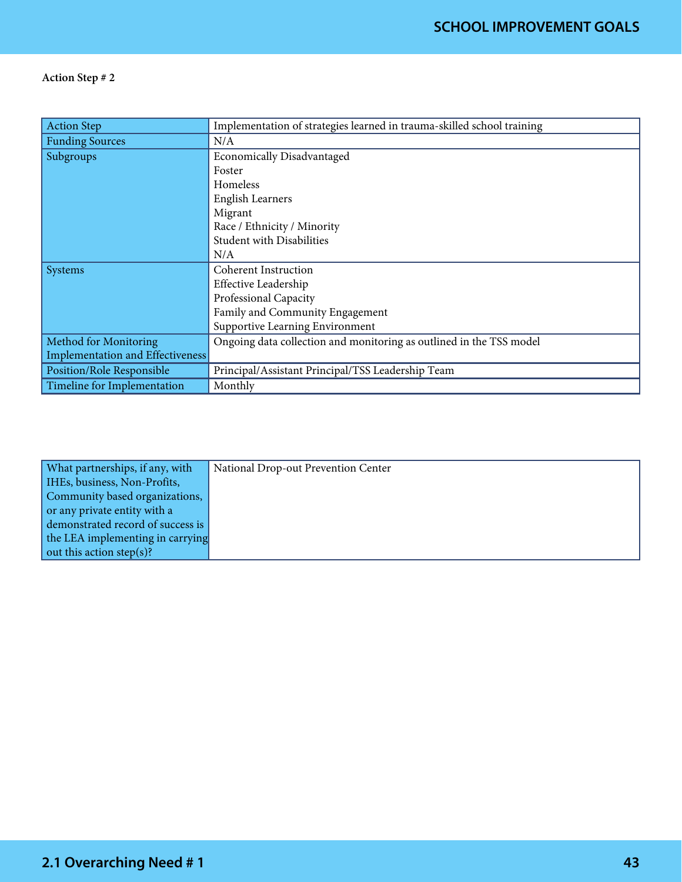**Action Step # 2**

| Action Step | Implementation of strategies learned in trauma-skilled school training |
|---|---|
| Funding Sources | N/A |
| Subgroups | Economically Disadvantaged<br>Foster<br>Homeless<br>English Learners<br>Migrant<br>Race / Ethnicity / Minority<br>Student with Disabilities<br>N/A |
| Systems | Coherent Instruction<br>Effective Leadership<br>Professional Capacity<br>Family and Community Engagement<br>Supportive Learning Environment |
| Method for Monitoring Implementation and Effectiveness | Ongoing data collection and monitoring as outlined in the TSS model |
| Position/Role Responsible | Principal/Assistant Principal/TSS Leadership Team |
| Timeline for Implementation | Monthly |

| What partnerships, if any, with IHEs, business, Non-Profits, Community based organizations, or any private entity with a demonstrated record of success is the LEA implementing in carrying out this action step(s)? | National Drop-out Prevention Center |
|---|---|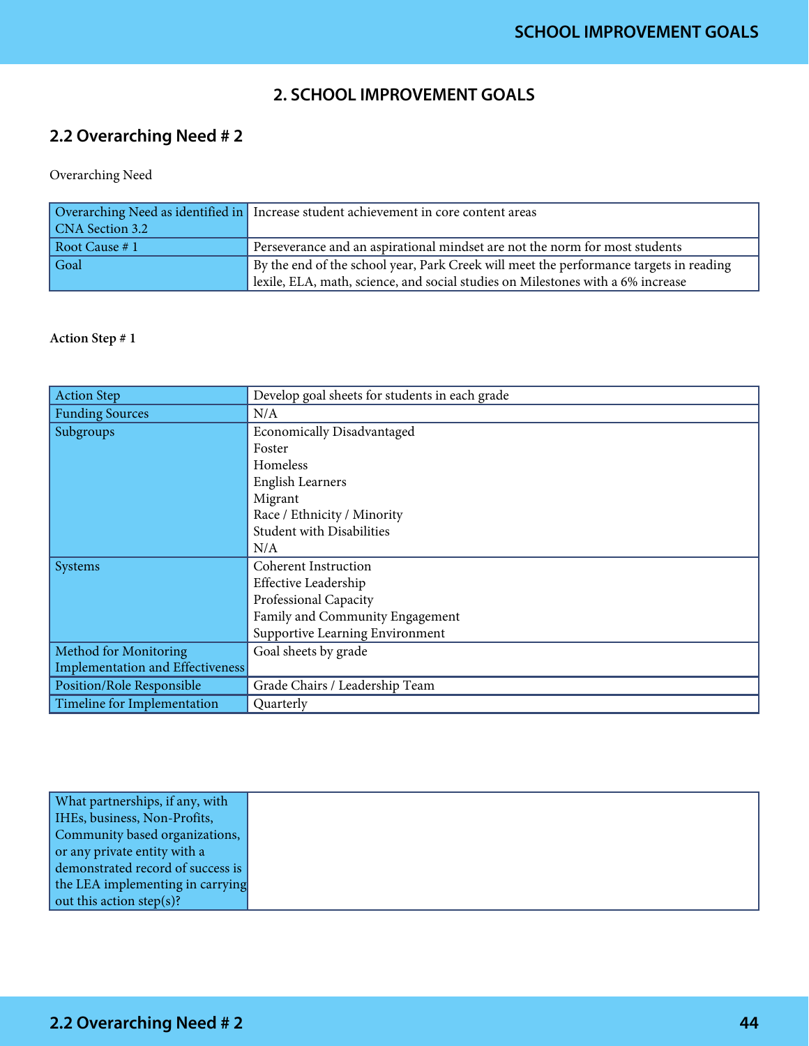## 2. SCHOOL IMPROVEMENT GOALS

### 2.2 Overarching Need # 2

Overarching Need

| | |
|---|---|
| Overarching Need as identified in CNA Section 3.2 | Increase student achievement in core content areas |
| Root Cause # 1 | Perseverance and an aspirational mindset are not the norm for most students |
| Goal | By the end of the school year, Park Creek will meet the performance targets in reading lexile, ELA, math, science, and social studies on Milestones with a 6% increase |

**Action Step # 1**

| | |
|---|---|
| Action Step | Develop goal sheets for students in each grade |
| Funding Sources | N/A |
| Subgroups | Economically Disadvantaged<br>Foster<br>Homeless<br>English Learners<br>Migrant<br>Race / Ethnicity / Minority<br>Student with Disabilities<br>N/A |
| Systems | Coherent Instruction<br>Effective Leadership<br>Professional Capacity<br>Family and Community Engagement<br>Supportive Learning Environment |
| Method for Monitoring Implementation and Effectiveness | Goal sheets by grade |
| Position/Role Responsible | Grade Chairs / Leadership Team |
| Timeline for Implementation | Quarterly |

| | |
|---|---|
| What partnerships, if any, with IHEs, business, Non-Profits, Community based organizations, or any private entity with a demonstrated record of success is the LEA implementing in carrying out this action step(s)? | |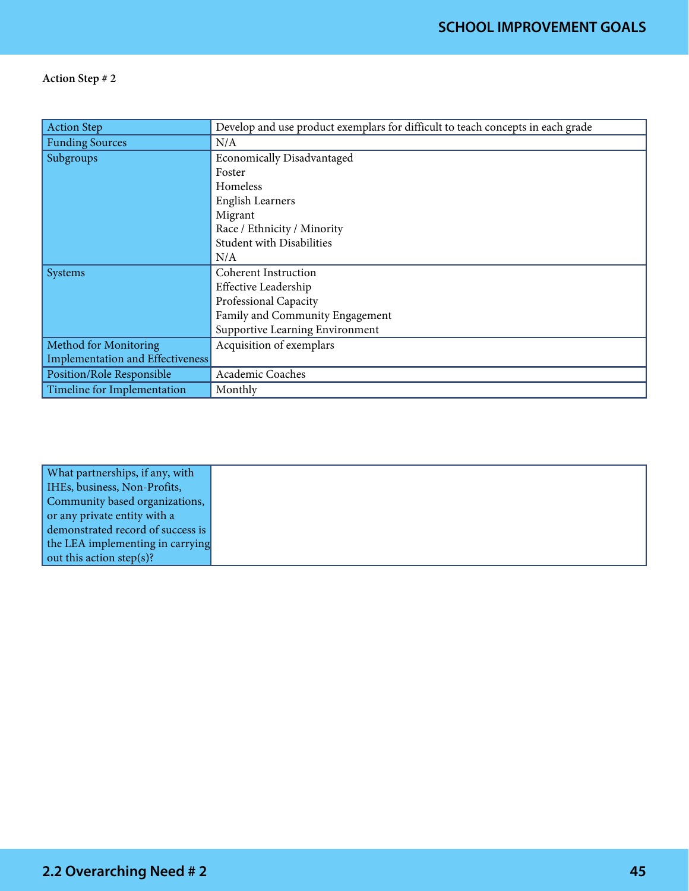**Action Step # 2**

| Action Step | Develop and use product exemplars for difficult to teach concepts in each grade |
|---|---|
| Funding Sources | N/A |
| Subgroups | Economically Disadvantaged<br>Foster<br>Homeless<br>English Learners<br>Migrant<br>Race / Ethnicity / Minority<br>Student with Disabilities<br>N/A |
| Systems | Coherent Instruction<br>Effective Leadership<br>Professional Capacity<br>Family and Community Engagement<br>Supportive Learning Environment |
| Method for Monitoring Implementation and Effectiveness | Acquisition of exemplars |
| Position/Role Responsible | Academic Coaches |
| Timeline for Implementation | Monthly |

| What partnerships, if any, with IHEs, business, Non-Profits, Community based organizations, or any private entity with a demonstrated record of success is the LEA implementing in carrying out this action step(s)? | |
|---|---|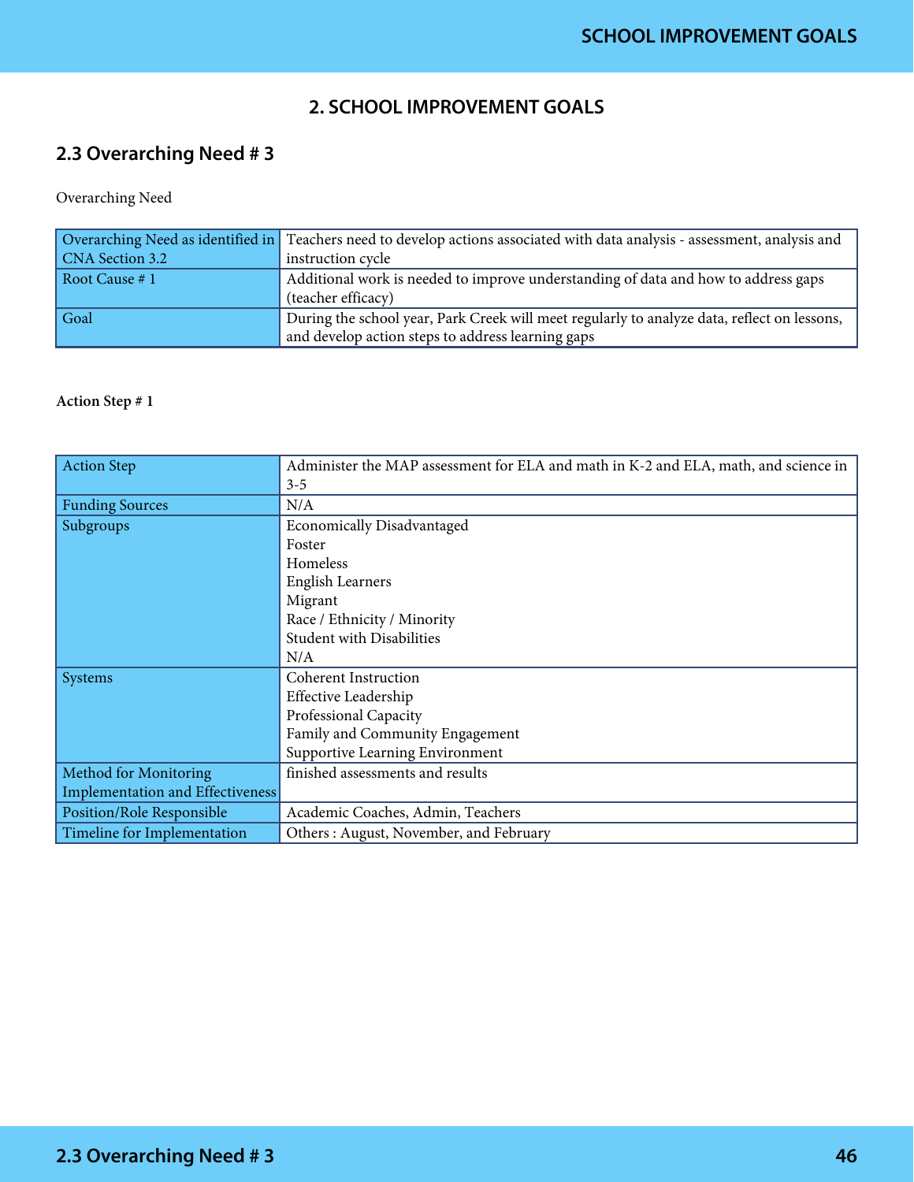# 2. SCHOOL IMPROVEMENT GOALS

## 2.3 Overarching Need # 3

Overarching Need

| Overarching Need as identified in CNA Section 3.2 | Teachers need to develop actions associated with data analysis - assessment, analysis and instruction cycle |
|---|---|
| Root Cause # 1 | Additional work is needed to improve understanding of data and how to address gaps (teacher efficacy) |
| Goal | During the school year, Park Creek will meet regularly to analyze data, reflect on lessons, and develop action steps to address learning gaps |

**Action Step # 1**

| Action Step | Administer the MAP assessment for ELA and math in K-2 and ELA, math, and science in 3-5 |
|---|---|
| Funding Sources | N/A |
| Subgroups | Economically Disadvantaged<br>Foster<br>Homeless<br>English Learners<br>Migrant<br>Race / Ethnicity / Minority<br>Student with Disabilities<br>N/A |
| Systems | Coherent Instruction<br>Effective Leadership<br>Professional Capacity<br>Family and Community Engagement<br>Supportive Learning Environment |
| Method for Monitoring Implementation and Effectiveness | finished assessments and results |
| Position/Role Responsible | Academic Coaches, Admin, Teachers |
| Timeline for Implementation | Others : August, November, and February |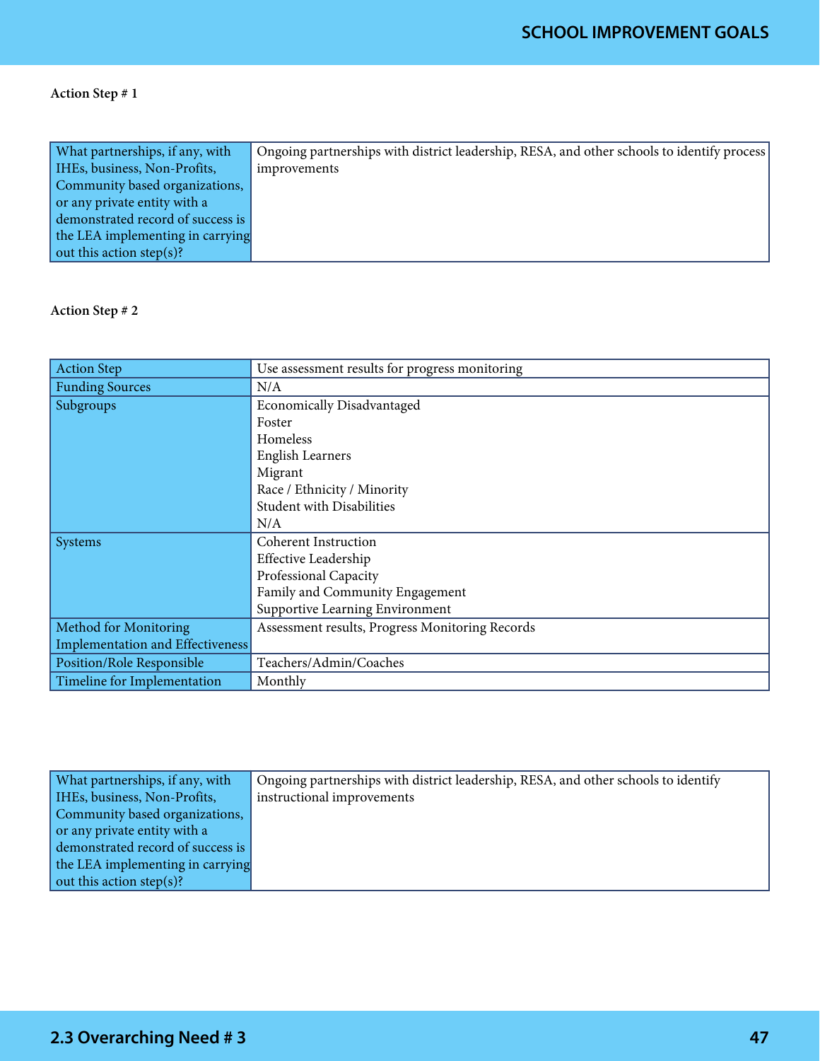Action Step # 1

| What partnerships, if any, with IHEs, business, Non-Profits, Community based organizations, or any private entity with a demonstrated record of success is the LEA implementing in carrying out this action step(s)? | Ongoing partnerships with district leadership, RESA, and other schools to identify process improvements |
|---|---|

Action Step # 2

| Action Step | Use assessment results for progress monitoring |
|---|---|
| Funding Sources | N/A |
| Subgroups | Economically Disadvantaged<br>Foster<br>Homeless<br>English Learners<br>Migrant<br>Race / Ethnicity / Minority<br>Student with Disabilities<br>N/A |
| Systems | Coherent Instruction<br>Effective Leadership<br>Professional Capacity<br>Family and Community Engagement<br>Supportive Learning Environment |
| Method for Monitoring Implementation and Effectiveness | Assessment results, Progress Monitoring Records |
| Position/Role Responsible | Teachers/Admin/Coaches |
| Timeline for Implementation | Monthly |

| What partnerships, if any, with IHEs, business, Non-Profits, Community based organizations, or any private entity with a demonstrated record of success is the LEA implementing in carrying out this action step(s)? | Ongoing partnerships with district leadership, RESA, and other schools to identify instructional improvements |
|---|---|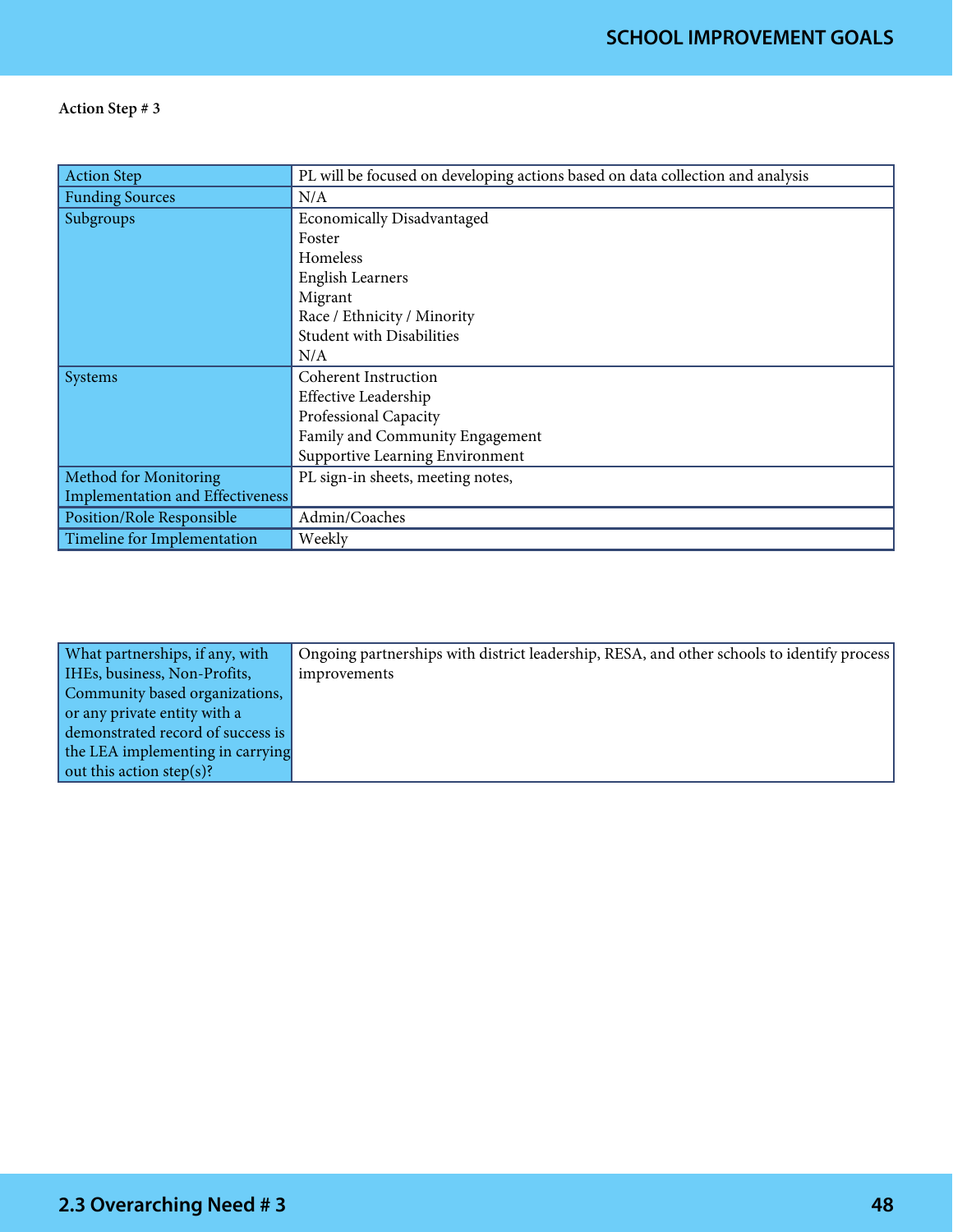**Action Step # 3**

| Action Step | PL will be focused on developing actions based on data collection and analysis |
|---|---|
| Funding Sources | N/A |
| Subgroups | Economically Disadvantaged<br>Foster<br>Homeless<br>English Learners<br>Migrant<br>Race / Ethnicity / Minority<br>Student with Disabilities<br>N/A |
| Systems | Coherent Instruction<br>Effective Leadership<br>Professional Capacity<br>Family and Community Engagement<br>Supportive Learning Environment |
| Method for Monitoring Implementation and Effectiveness | PL sign-in sheets, meeting notes, |
| Position/Role Responsible | Admin/Coaches |
| Timeline for Implementation | Weekly |

| What partnerships, if any, with IHEs, business, Non-Profits, Community based organizations, or any private entity with a demonstrated record of success is the LEA implementing in carrying out this action step(s)? | Ongoing partnerships with district leadership, RESA, and other schools to identify process improvements |
|---|---|

## 2.3 Overarching Need # 3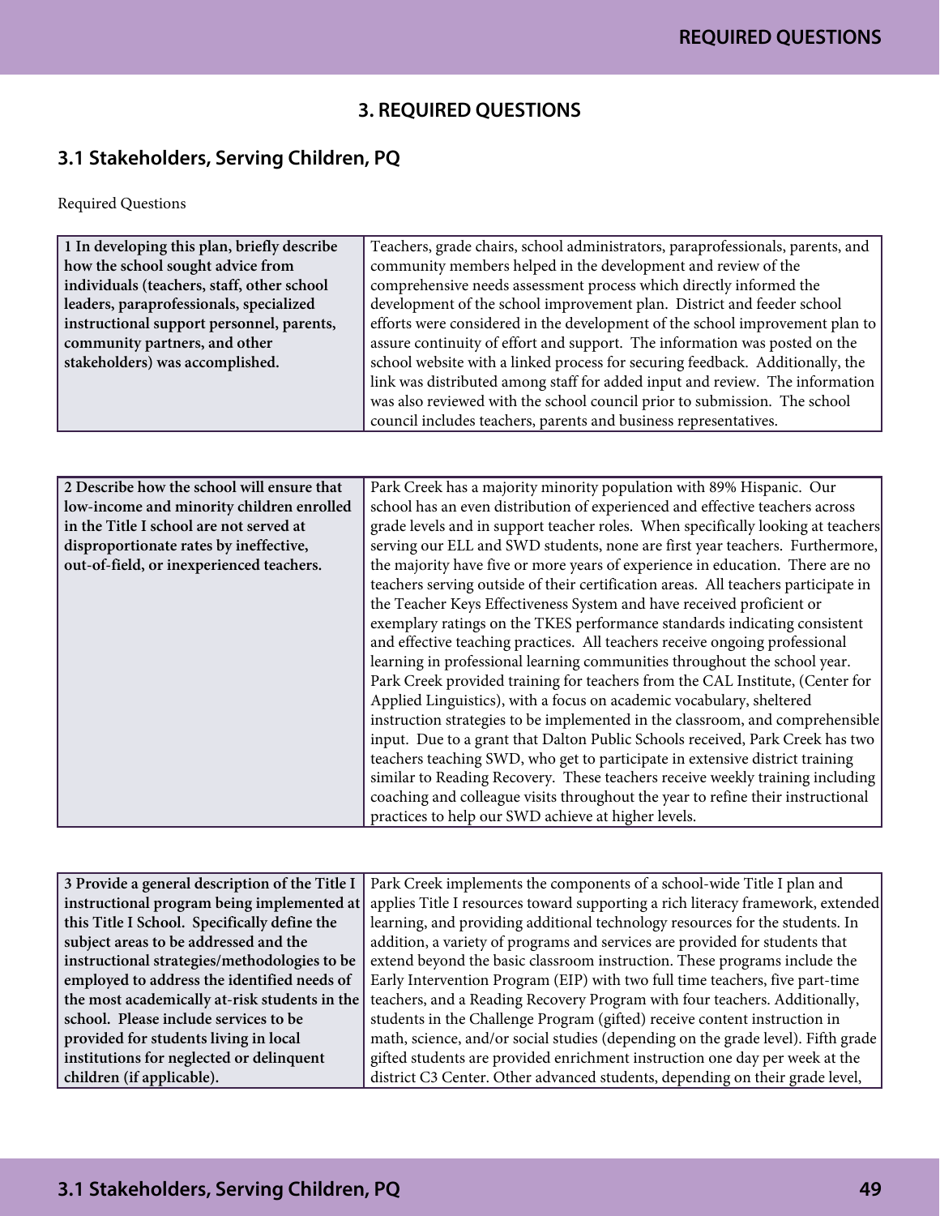# 3. REQUIRED QUESTIONS

## 3.1 Stakeholders, Serving Children, PQ

Required Questions

| | |
|---|---|
| **1 In developing this plan, briefly describe how the school sought advice from individuals (teachers, staff, other school leaders, paraprofessionals, specialized instructional support personnel, parents, community partners, and other stakeholders) was accomplished.** | Teachers, grade chairs, school administrators, paraprofessionals, parents, and community members helped in the development and review of the comprehensive needs assessment process which directly informed the development of the school improvement plan. District and feeder school efforts were considered in the development of the school improvement plan to assure continuity of effort and support. The information was posted on the school website with a linked process for securing feedback. Additionally, the link was distributed among staff for added input and review. The information was also reviewed with the school council prior to submission. The school council includes teachers, parents and business representatives. |

| | |
|---|---|
| **2 Describe how the school will ensure that low-income and minority children enrolled in the Title I school are not served at disproportionate rates by ineffective, out-of-field, or inexperienced teachers.** | Park Creek has a majority minority population with 89% Hispanic. Our school has an even distribution of experienced and effective teachers across grade levels and in support teacher roles. When specifically looking at teachers serving our ELL and SWD students, none are first year teachers. Furthermore, the majority have five or more years of experience in education. There are no teachers serving outside of their certification areas. All teachers participate in the Teacher Keys Effectiveness System and have received proficient or exemplary ratings on the TKES performance standards indicating consistent and effective teaching practices. All teachers receive ongoing professional learning in professional learning communities throughout the school year. Park Creek provided training for teachers from the CAL Institute, (Center for Applied Linguistics), with a focus on academic vocabulary, sheltered instruction strategies to be implemented in the classroom, and comprehensible input. Due to a grant that Dalton Public Schools received, Park Creek has two teachers teaching SWD, who get to participate in extensive district training similar to Reading Recovery. These teachers receive weekly training including coaching and colleague visits throughout the year to refine their instructional practices to help our SWD achieve at higher levels. |

| | |
|---|---|
| **3 Provide a general description of the Title I instructional program being implemented at this Title I School. Specifically define the subject areas to be addressed and the instructional strategies/methodologies to be employed to address the identified needs of the most academically at-risk students in the school. Please include services to be provided for students living in local institutions for neglected or delinquent children (if applicable).** | Park Creek implements the components of a school-wide Title I plan and applies Title I resources toward supporting a rich literacy framework, extended learning, and providing additional technology resources for the students. In addition, a variety of programs and services are provided for students that extend beyond the basic classroom instruction. These programs include the Early Intervention Program (EIP) with two full time teachers, five part-time teachers, and a Reading Recovery Program with four teachers. Additionally, students in the Challenge Program (gifted) receive content instruction in math, science, and/or social studies (depending on the grade level). Fifth grade gifted students are provided enrichment instruction one day per week at the district C3 Center. Other advanced students, depending on their grade level, |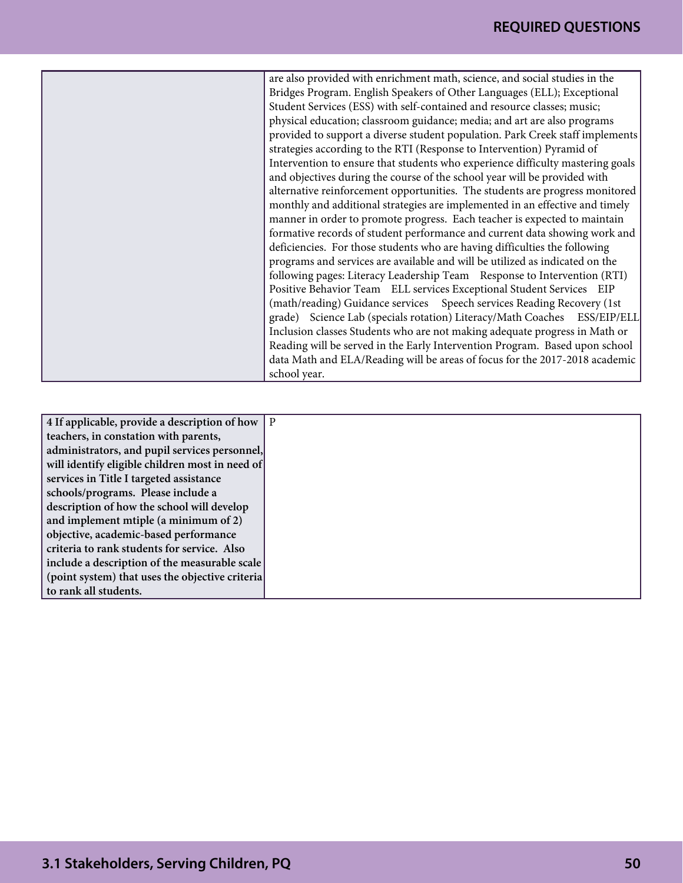| | |
|---|---|
| | are also provided with enrichment math, science, and social studies in the Bridges Program. English Speakers of Other Languages (ELL); Exceptional Student Services (ESS) with self-contained and resource classes; music; physical education; classroom guidance; media; and art are also programs provided to support a diverse student population. Park Creek staff implements strategies according to the RTI (Response to Intervention) Pyramid of Intervention to ensure that students who experience difficulty mastering goals and objectives during the course of the school year will be provided with alternative reinforcement opportunities. The students are progress monitored monthly and additional strategies are implemented in an effective and timely manner in order to promote progress. Each teacher is expected to maintain formative records of student performance and current data showing work and deficiencies. For those students who are having difficulties the following programs and services are available and will be utilized as indicated on the following pages: Literacy Leadership Team Response to Intervention (RTI) Positive Behavior Team ELL services Exceptional Student Services EIP (math/reading) Guidance services Speech services Reading Recovery (1st grade) Science Lab (specials rotation) Literacy/Math Coaches ESS/EIP/ELL Inclusion classes Students who are not making adequate progress in Math or Reading will be served in the Early Intervention Program. Based upon school data Math and ELA/Reading will be areas of focus for the 2017-2018 academic school year. |

| | |
|---|---|
| **4 If applicable, provide a description of how teachers, in constation with parents, administrators, and pupil services personnel, will identify eligible children most in need of services in Title I targeted assistance schools/programs. Please include a description of how the school will develop and implement mtiple (a minimum of 2) objective, academic-based performance criteria to rank students for service. Also include a description of the measurable scale (point system) that uses the objective criteria to rank all students.** | P |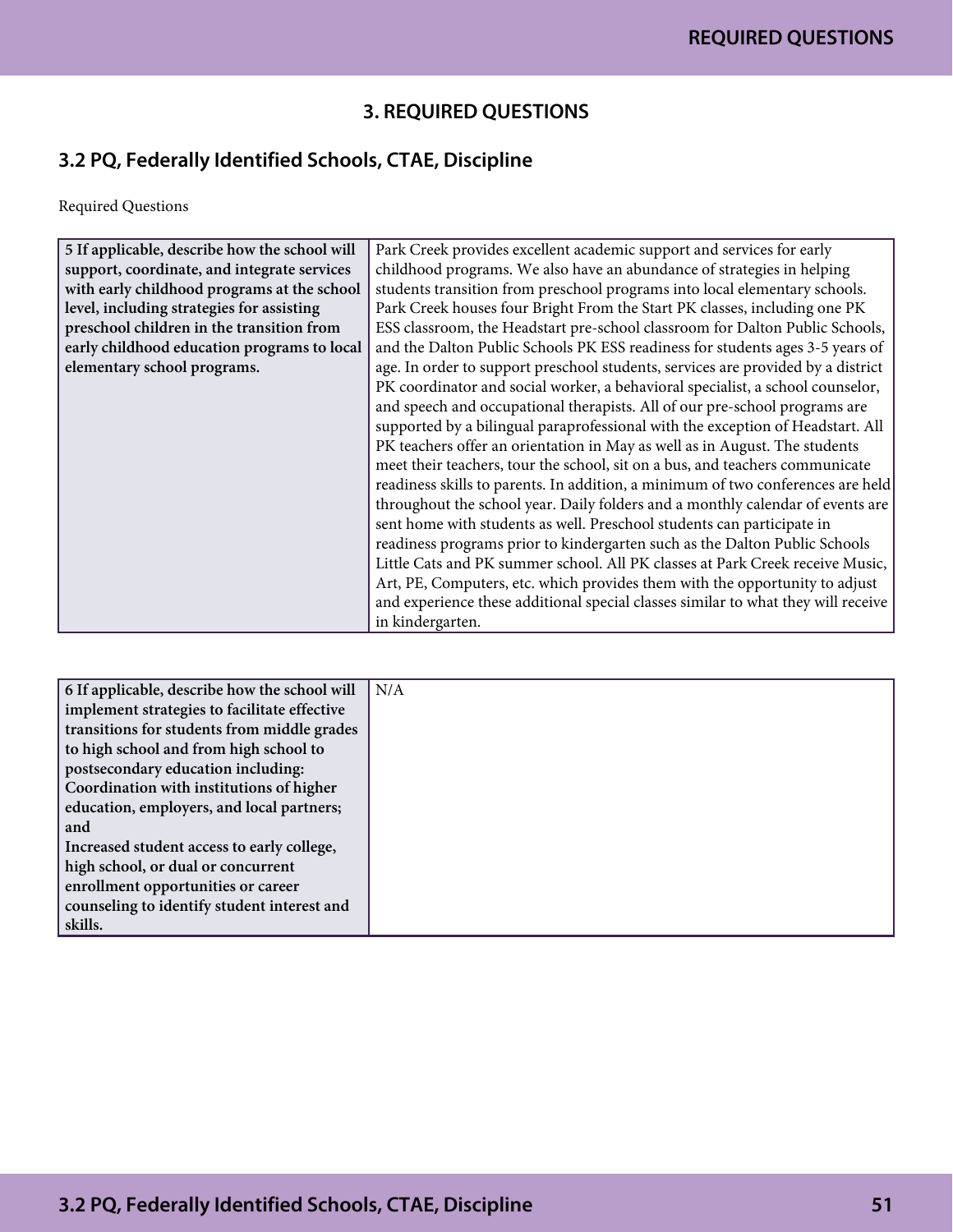## 3. REQUIRED QUESTIONS

### 3.2 PQ, Federally Identified Schools, CTAE, Discipline

Required Questions

| **5 If applicable, describe how the school will support, coordinate, and integrate services with early childhood programs at the school level, including strategies for assisting preschool children in the transition from early childhood education programs to local elementary school programs.** | Park Creek provides excellent academic support and services for early childhood programs. We also have an abundance of strategies in helping students transition from preschool programs into local elementary schools. Park Creek houses four Bright From the Start PK classes, including one PK ESS classroom, the Headstart pre-school classroom for Dalton Public Schools, and the Dalton Public Schools PK ESS readiness for students ages 3-5 years of age. In order to support preschool students, services are provided by a district PK coordinator and social worker, a behavioral specialist, a school counselor, and speech and occupational therapists. All of our pre-school programs are supported by a bilingual paraprofessional with the exception of Headstart. All PK teachers offer an orientation in May as well as in August. The students meet their teachers, tour the school, sit on a bus, and teachers communicate readiness skills to parents. In addition, a minimum of two conferences are held throughout the school year. Daily folders and a monthly calendar of events are sent home with students as well. Preschool students can participate in readiness programs prior to kindergarten such as the Dalton Public Schools Little Cats and PK summer school. All PK classes at Park Creek receive Music, Art, PE, Computers, etc. which provides them with the opportunity to adjust and experience these additional special classes similar to what they will receive in kindergarten. |
|---|---|

| **6 If applicable, describe how the school will implement strategies to facilitate effective transitions for students from middle grades to high school and from high school to postsecondary education including: Coordination with institutions of higher education, employers, and local partners; and Increased student access to early college, high school, or dual or concurrent enrollment opportunities or career counseling to identify student interest and skills.** | N/A |
|---|---|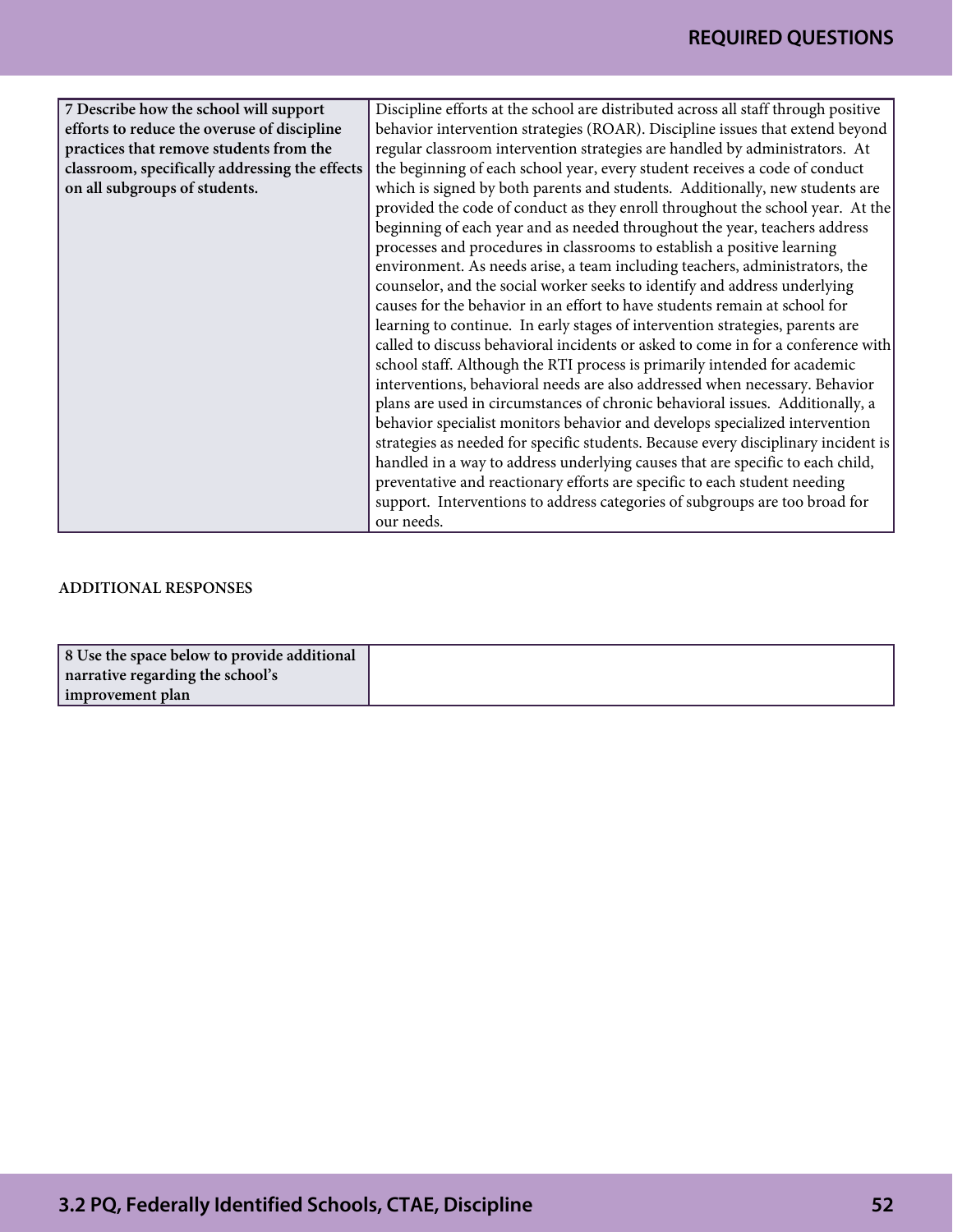| | |
|---|---|
| **7 Describe how the school will support efforts to reduce the overuse of discipline practices that remove students from the classroom, specifically addressing the effects on all subgroups of students.** | Discipline efforts at the school are distributed across all staff through positive behavior intervention strategies (ROAR). Discipline issues that extend beyond regular classroom intervention strategies are handled by administrators. At the beginning of each school year, every student receives a code of conduct which is signed by both parents and students. Additionally, new students are provided the code of conduct as they enroll throughout the school year. At the beginning of each year and as needed throughout the year, teachers address processes and procedures in classrooms to establish a positive learning environment. As needs arise, a team including teachers, administrators, the counselor, and the social worker seeks to identify and address underlying causes for the behavior in an effort to have students remain at school for learning to continue. In early stages of intervention strategies, parents are called to discuss behavioral incidents or asked to come in for a conference with school staff. Although the RTI process is primarily intended for academic interventions, behavioral needs are also addressed when necessary. Behavior plans are used in circumstances of chronic behavioral issues. Additionally, a behavior specialist monitors behavior and develops specialized intervention strategies as needed for specific students. Because every disciplinary incident is handled in a way to address underlying causes that are specific to each child, preventative and reactionary efforts are specific to each student needing support. Interventions to address categories of subgroups are too broad for our needs. |

## ADDITIONAL RESPONSES

| | |
|---|---|
| **8 Use the space below to provide additional narrative regarding the school's improvement plan** | |